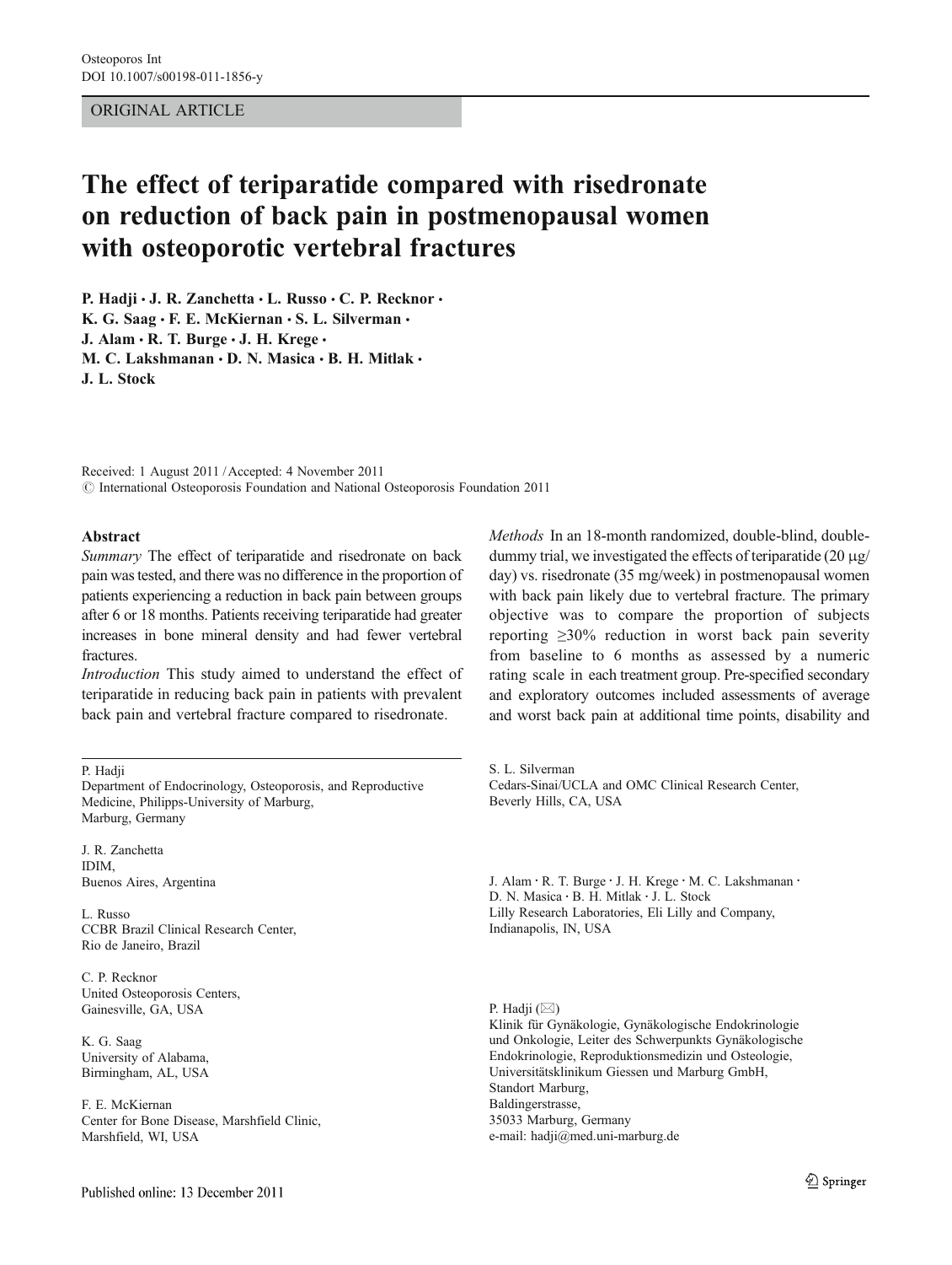ORIGINAL ARTICLE

# The effect of teriparatide compared with risedronate on reduction of back pain in postmenopausal women with osteoporotic vertebral fractures

**P. Hadji · J. R. Zanchetta · L. Russo · C. P. Recknor · K. G. Saag · F. E. McKiernan · S. L. Silverman · J. Alam · R. T. Burge · J. H. Krege · M. C. Lakshmanan · D. N. Masica · B. H. Mitlak · J. L. Stock**

Received: 1 August 2011 / Accepted: 4 November 2011
© International Osteoporosis Foundation and National Osteoporosis Foundation 2011

## Abstract

*Summary* The effect of teriparatide and risedronate on back pain was tested, and there was no difference in the proportion of patients experiencing a reduction in back pain between groups after 6 or 18 months. Patients receiving teriparatide had greater increases in bone mineral density and had fewer vertebral fractures.

*Introduction* This study aimed to understand the effect of teriparatide in reducing back pain in patients with prevalent back pain and vertebral fracture compared to risedronate.

*Methods* In an 18-month randomized, double-blind, double-dummy trial, we investigated the effects of teriparatide (20 μg/day) vs. risedronate (35 mg/week) in postmenopausal women with back pain likely due to vertebral fracture. The primary objective was to compare the proportion of subjects reporting ≥30% reduction in worst back pain severity from baseline to 6 months as assessed by a numeric rating scale in each treatment group. Pre-specified secondary and exploratory outcomes included assessments of average and worst back pain at additional time points, disability and

P. Hadji
Department of Endocrinology, Osteoporosis, and Reproductive Medicine, Philipps-University of Marburg, Marburg, Germany

J. R. Zanchetta
IDIM, Buenos Aires, Argentina

L. Russo
CCBR Brazil Clinical Research Center, Rio de Janeiro, Brazil

C. P. Recknor
United Osteoporosis Centers, Gainesville, GA, USA

K. G. Saag
University of Alabama, Birmingham, AL, USA

F. E. McKiernan
Center for Bone Disease, Marshfield Clinic, Marshfield, WI, USA

S. L. Silverman
Cedars-Sinai/UCLA and OMC Clinical Research Center, Beverly Hills, CA, USA

J. Alam · R. T. Burge · J. H. Krege · M. C. Lakshmanan · D. N. Masica · B. H. Mitlak · J. L. Stock
Lilly Research Laboratories, Eli Lilly and Company, Indianapolis, IN, USA

P. Hadji (✉)
Klinik für Gynäkologie, Gynäkologische Endokrinologie und Onkologie, Leiter des Schwerpunkts Gynäkologische Endokrinologie, Reproduktionsmedizin und Osteologie, Universitätsklinikum Giessen und Marburg GmbH, Standort Marburg, Baldingerstrasse, 35033 Marburg, Germany
e-mail: hadji@med.uni-marburg.de

Published online: 13 December 2011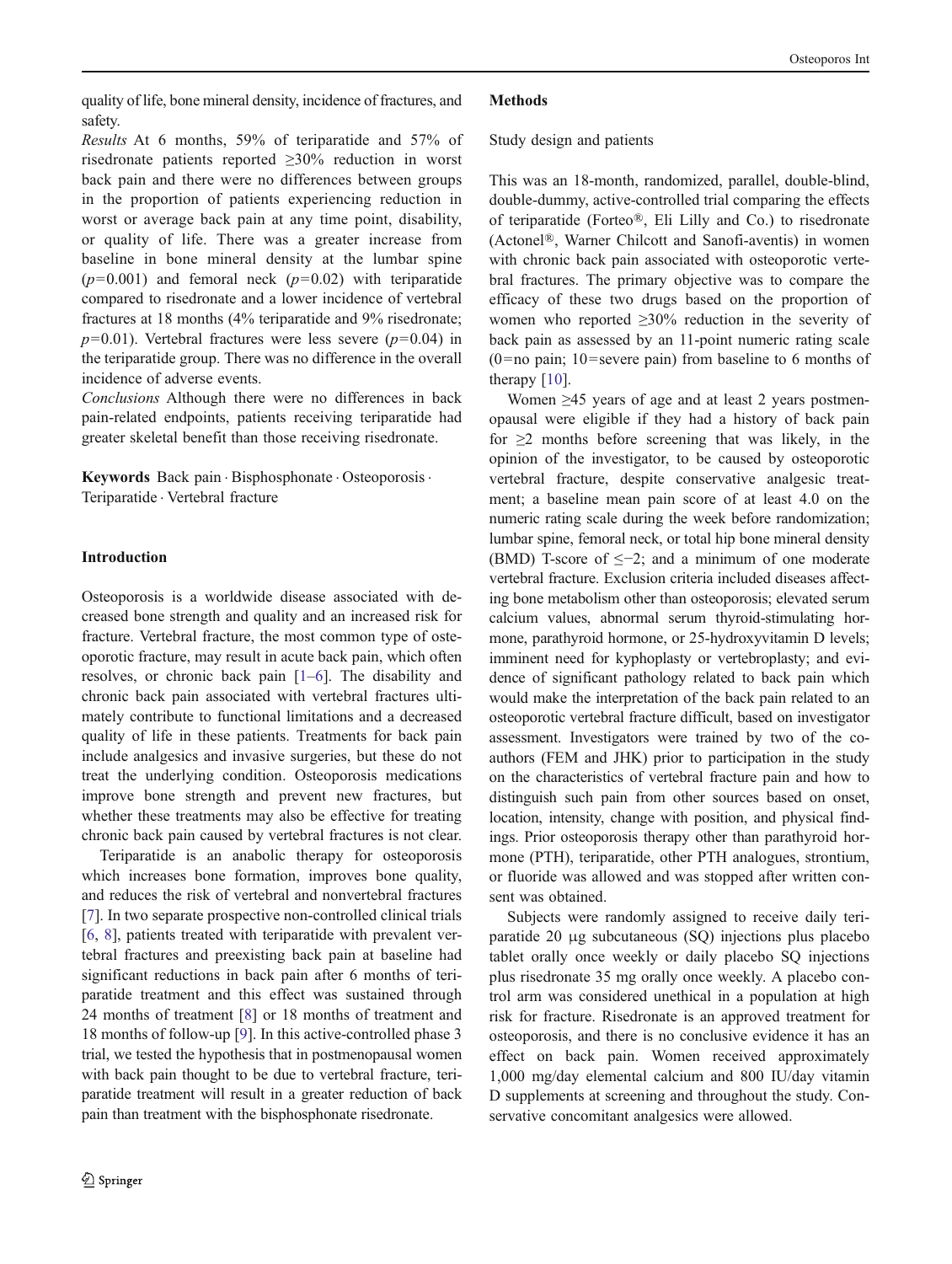quality of life, bone mineral density, incidence of fractures, and safety.

*Results* At 6 months, 59% of teriparatide and 57% of risedronate patients reported ≥30% reduction in worst back pain and there were no differences between groups in the proportion of patients experiencing reduction in worst or average back pain at any time point, disability, or quality of life. There was a greater increase from baseline in bone mineral density at the lumbar spine ($p=0.001$) and femoral neck ($p=0.02$) with teriparatide compared to risedronate and a lower incidence of vertebral fractures at 18 months (4% teriparatide and 9% risedronate; $p=0.01$). Vertebral fractures were less severe ($p=0.04$) in the teriparatide group. There was no difference in the overall incidence of adverse events.

*Conclusions* Although there were no differences in back pain-related endpoints, patients receiving teriparatide had greater skeletal benefit than those receiving risedronate.

**Keywords** Back pain · Bisphosphonate · Osteoporosis · Teriparatide · Vertebral fracture

## Introduction

Osteoporosis is a worldwide disease associated with decreased bone strength and quality and an increased risk for fracture. Vertebral fracture, the most common type of osteoporotic fracture, may result in acute back pain, which often resolves, or chronic back pain [1–6]. The disability and chronic back pain associated with vertebral fractures ultimately contribute to functional limitations and a decreased quality of life in these patients. Treatments for back pain include analgesics and invasive surgeries, but these do not treat the underlying condition. Osteoporosis medications improve bone strength and prevent new fractures, but whether these treatments may also be effective for treating chronic back pain caused by vertebral fractures is not clear.

Teriparatide is an anabolic therapy for osteoporosis which increases bone formation, improves bone quality, and reduces the risk of vertebral and nonvertebral fractures [7]. In two separate prospective non-controlled clinical trials [6, 8], patients treated with teriparatide with prevalent vertebral fractures and preexisting back pain at baseline had significant reductions in back pain after 6 months of teriparatide treatment and this effect was sustained through 24 months of treatment [8] or 18 months of treatment and 18 months of follow-up [9]. In this active-controlled phase 3 trial, we tested the hypothesis that in postmenopausal women with back pain thought to be due to vertebral fracture, teriparatide treatment will result in a greater reduction of back pain than treatment with the bisphosphonate risedronate.

## Methods

### Study design and patients

This was an 18-month, randomized, parallel, double-blind, double-dummy, active-controlled trial comparing the effects of teriparatide (Forteo®, Eli Lilly and Co.) to risedronate (Actonel®, Warner Chilcott and Sanofi-aventis) in women with chronic back pain associated with osteoporotic vertebral fractures. The primary objective was to compare the efficacy of these two drugs based on the proportion of women who reported ≥30% reduction in the severity of back pain as assessed by an 11-point numeric rating scale (0=no pain; 10=severe pain) from baseline to 6 months of therapy [10].

Women ≥45 years of age and at least 2 years postmenopausal were eligible if they had a history of back pain for ≥2 months before screening that was likely, in the opinion of the investigator, to be caused by osteoporotic vertebral fracture, despite conservative analgesic treatment; a baseline mean pain score of at least 4.0 on the numeric rating scale during the week before randomization; lumbar spine, femoral neck, or total hip bone mineral density (BMD) T-score of ≤−2; and a minimum of one moderate vertebral fracture. Exclusion criteria included diseases affecting bone metabolism other than osteoporosis; elevated serum calcium values, abnormal serum thyroid-stimulating hormone, parathyroid hormone, or 25-hydroxyvitamin D levels; imminent need for kyphoplasty or vertebroplasty; and evidence of significant pathology related to back pain which would make the interpretation of the back pain related to an osteoporotic vertebral fracture difficult, based on investigator assessment. Investigators were trained by two of the coauthors (FEM and JHK) prior to participation in the study on the characteristics of vertebral fracture pain and how to distinguish such pain from other sources based on onset, location, intensity, change with position, and physical findings. Prior osteoporosis therapy other than parathyroid hormone (PTH), teriparatide, other PTH analogues, strontium, or fluoride was allowed and was stopped after written consent was obtained.

Subjects were randomly assigned to receive daily teriparatide 20 μg subcutaneous (SQ) injections plus placebo tablet orally once weekly or daily placebo SQ injections plus risedronate 35 mg orally once weekly. A placebo control arm was considered unethical in a population at high risk for fracture. Risedronate is an approved treatment for osteoporosis, and there is no conclusive evidence it has an effect on back pain. Women received approximately 1,000 mg/day elemental calcium and 800 IU/day vitamin D supplements at screening and throughout the study. Conservative concomitant analgesics were allowed.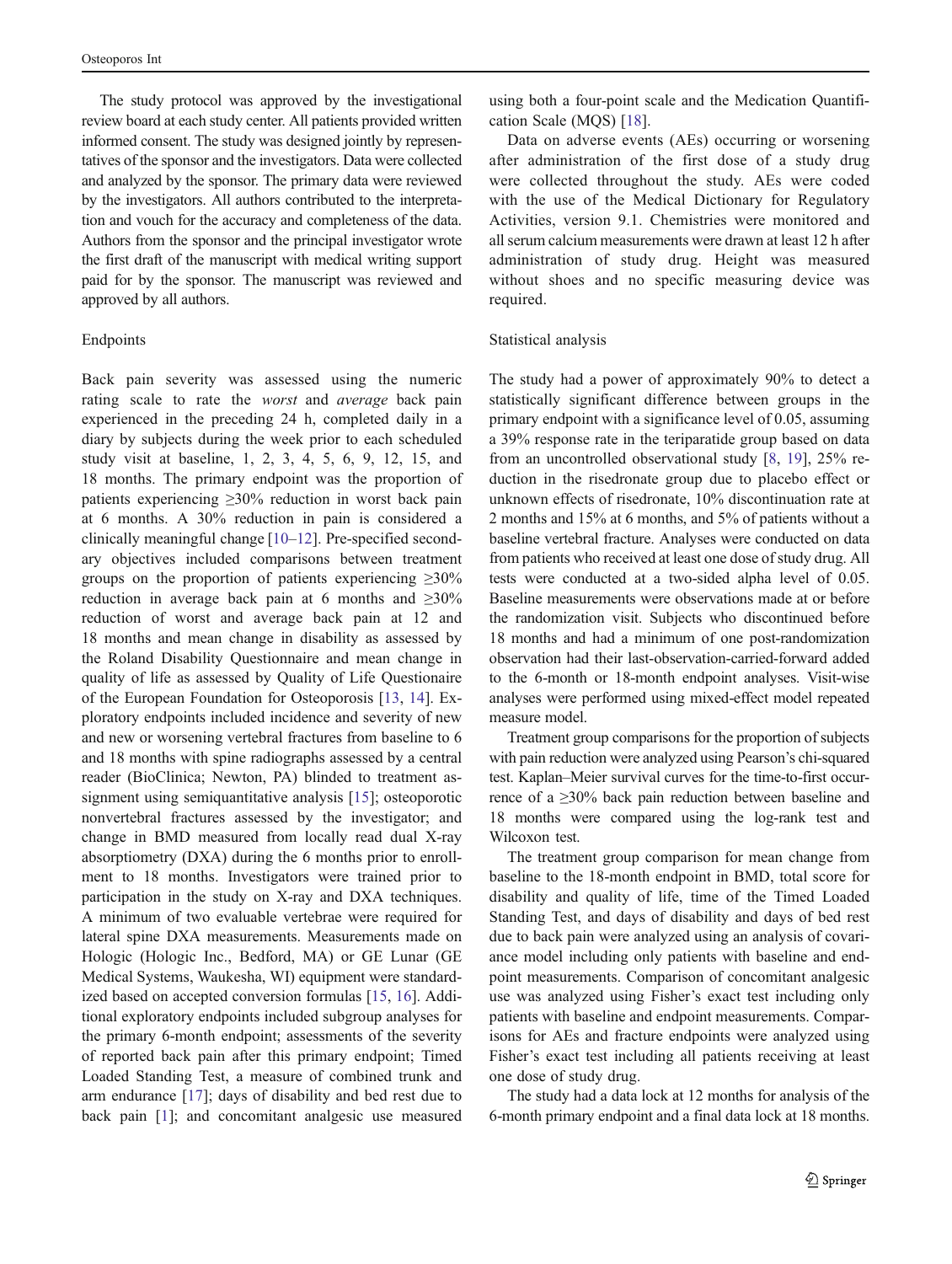The study protocol was approved by the investigational review board at each study center. All patients provided written informed consent. The study was designed jointly by representatives of the sponsor and the investigators. Data were collected and analyzed by the sponsor. The primary data were reviewed by the investigators. All authors contributed to the interpretation and vouch for the accuracy and completeness of the data. Authors from the sponsor and the principal investigator wrote the first draft of the manuscript with medical writing support paid for by the sponsor. The manuscript was reviewed and approved by all authors.

## Endpoints

Back pain severity was assessed using the numeric rating scale to rate the *worst* and *average* back pain experienced in the preceding 24 h, completed daily in a diary by subjects during the week prior to each scheduled study visit at baseline, 1, 2, 3, 4, 5, 6, 9, 12, 15, and 18 months. The primary endpoint was the proportion of patients experiencing ≥30% reduction in worst back pain at 6 months. A 30% reduction in pain is considered a clinically meaningful change [10–12]. Pre-specified secondary objectives included comparisons between treatment groups on the proportion of patients experiencing ≥30% reduction in average back pain at 6 months and ≥30% reduction of worst and average back pain at 12 and 18 months and mean change in disability as assessed by the Roland Disability Questionnaire and mean change in quality of life as assessed by Quality of Life Questionaire of the European Foundation for Osteoporosis [13, 14]. Exploratory endpoints included incidence and severity of new and new or worsening vertebral fractures from baseline to 6 and 18 months with spine radiographs assessed by a central reader (BioClinica; Newton, PA) blinded to treatment assignment using semiquantitative analysis [15]; osteoporotic nonvertebral fractures assessed by the investigator; and change in BMD measured from locally read dual X-ray absorptiometry (DXA) during the 6 months prior to enrollment to 18 months. Investigators were trained prior to participation in the study on X-ray and DXA techniques. A minimum of two evaluable vertebrae were required for lateral spine DXA measurements. Measurements made on Hologic (Hologic Inc., Bedford, MA) or GE Lunar (GE Medical Systems, Waukesha, WI) equipment were standardized based on accepted conversion formulas [15, 16]. Additional exploratory endpoints included subgroup analyses for the primary 6-month endpoint; assessments of the severity of reported back pain after this primary endpoint; Timed Loaded Standing Test, a measure of combined trunk and arm endurance [17]; days of disability and bed rest due to back pain [1]; and concomitant analgesic use measured using both a four-point scale and the Medication Quantification Scale (MQS) [18].

Data on adverse events (AEs) occurring or worsening after administration of the first dose of a study drug were collected throughout the study. AEs were coded with the use of the Medical Dictionary for Regulatory Activities, version 9.1. Chemistries were monitored and all serum calcium measurements were drawn at least 12 h after administration of study drug. Height was measured without shoes and no specific measuring device was required.

## Statistical analysis

The study had a power of approximately 90% to detect a statistically significant difference between groups in the primary endpoint with a significance level of 0.05, assuming a 39% response rate in the teriparatide group based on data from an uncontrolled observational study [8, 19], 25% reduction in the risedronate group due to placebo effect or unknown effects of risedronate, 10% discontinuation rate at 2 months and 15% at 6 months, and 5% of patients without a baseline vertebral fracture. Analyses were conducted on data from patients who received at least one dose of study drug. All tests were conducted at a two-sided alpha level of 0.05. Baseline measurements were observations made at or before the randomization visit. Subjects who discontinued before 18 months and had a minimum of one post-randomization observation had their last-observation-carried-forward added to the 6-month or 18-month endpoint analyses. Visit-wise analyses were performed using mixed-effect model repeated measure model.

Treatment group comparisons for the proportion of subjects with pain reduction were analyzed using Pearson's chi-squared test. Kaplan–Meier survival curves for the time-to-first occurrence of a ≥30% back pain reduction between baseline and 18 months were compared using the log-rank test and Wilcoxon test.

The treatment group comparison for mean change from baseline to the 18-month endpoint in BMD, total score for disability and quality of life, time of the Timed Loaded Standing Test, and days of disability and days of bed rest due to back pain were analyzed using an analysis of covariance model including only patients with baseline and endpoint measurements. Comparison of concomitant analgesic use was analyzed using Fisher's exact test including only patients with baseline and endpoint measurements. Comparisons for AEs and fracture endpoints were analyzed using Fisher's exact test including all patients receiving at least one dose of study drug.

The study had a data lock at 12 months for analysis of the 6-month primary endpoint and a final data lock at 18 months.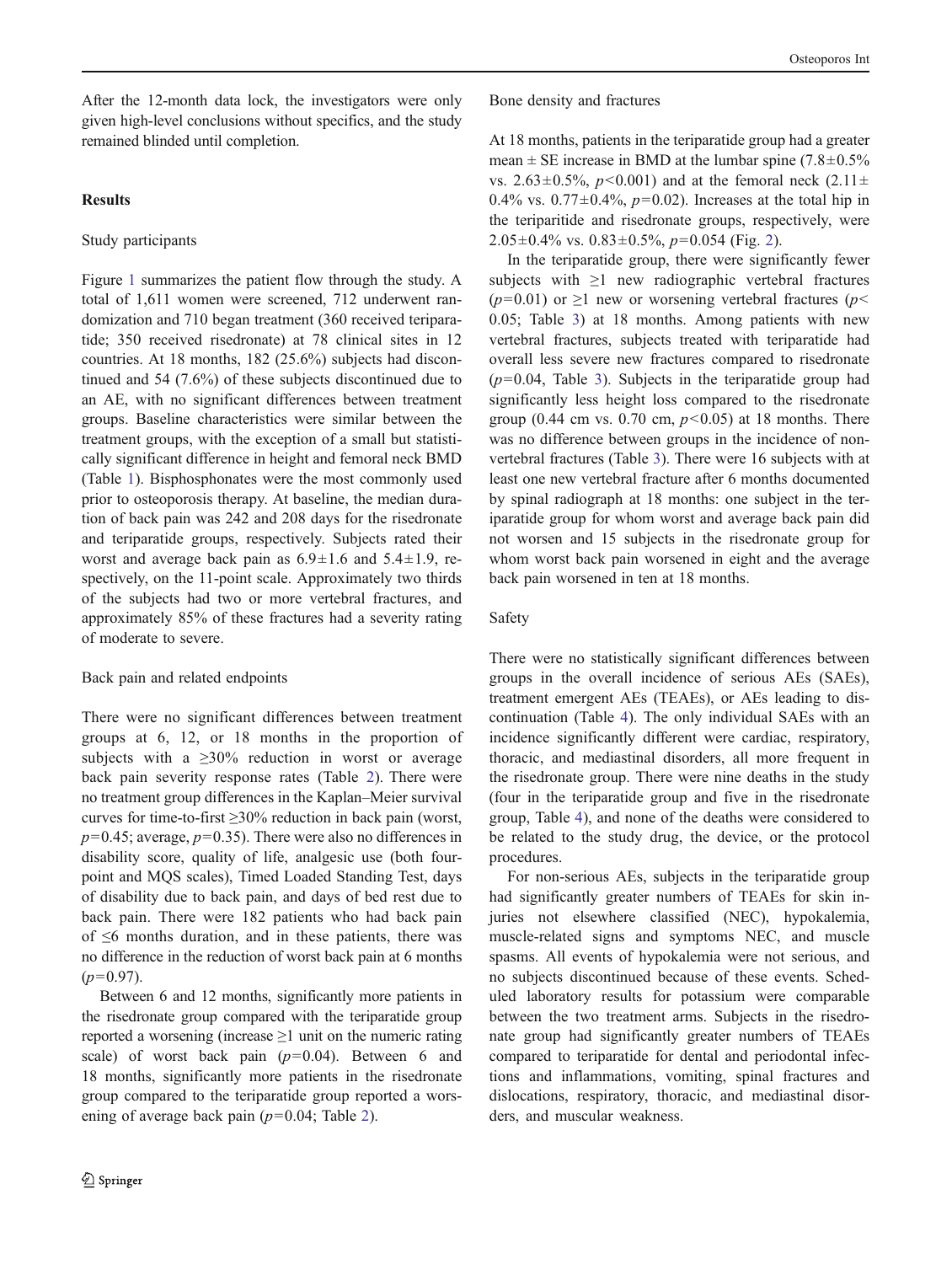After the 12-month data lock, the investigators were only given high-level conclusions without specifics, and the study remained blinded until completion.

## Results

### Study participants

Figure 1 summarizes the patient flow through the study. A total of 1,611 women were screened, 712 underwent randomization and 710 began treatment (360 received teriparatide; 350 received risedronate) at 78 clinical sites in 12 countries. At 18 months, 182 (25.6%) subjects had discontinued and 54 (7.6%) of these subjects discontinued due to an AE, with no significant differences between treatment groups. Baseline characteristics were similar between the treatment groups, with the exception of a small but statistically significant difference in height and femoral neck BMD (Table 1). Bisphosphonates were the most commonly used prior to osteoporosis therapy. At baseline, the median duration of back pain was 242 and 208 days for the risedronate and teriparatide groups, respectively. Subjects rated their worst and average back pain as $6.9 \pm 1.6$ and $5.4 \pm 1.9$, respectively, on the 11-point scale. Approximately two thirds of the subjects had two or more vertebral fractures, and approximately 85% of these fractures had a severity rating of moderate to severe.

### Back pain and related endpoints

There were no significant differences between treatment groups at 6, 12, or 18 months in the proportion of subjects with a ≥30% reduction in worst or average back pain severity response rates (Table 2). There were no treatment group differences in the Kaplan–Meier survival curves for time-to-first ≥30% reduction in back pain (worst, $p=0.45$; average, $p=0.35$). There were also no differences in disability score, quality of life, analgesic use (both four-point and MQS scales), Timed Loaded Standing Test, days of disability due to back pain, and days of bed rest due to back pain. There were 182 patients who had back pain of ≤6 months duration, and in these patients, there was no difference in the reduction of worst back pain at 6 months ($p=0.97$).

Between 6 and 12 months, significantly more patients in the risedronate group compared with the teriparatide group reported a worsening (increase ≥1 unit on the numeric rating scale) of worst back pain ($p=0.04$). Between 6 and 18 months, significantly more patients in the risedronate group compared to the teriparatide group reported a worsening of average back pain ($p=0.04$; Table 2).

### Bone density and fractures

At 18 months, patients in the teriparatide group had a greater mean ± SE increase in BMD at the lumbar spine ($7.8 \pm 0.5\%$ vs. $2.63 \pm 0.5\%$, $p<0.001$) and at the femoral neck ($2.11 \pm 0.4\%$ vs. $0.77 \pm 0.4\%$, $p=0.02$). Increases at the total hip in the teriparitide and risedronate groups, respectively, were $2.05 \pm 0.4\%$ vs. $0.83 \pm 0.5\%$, $p=0.054$ (Fig. 2).

In the teriparatide group, there were significantly fewer subjects with ≥1 new radiographic vertebral fractures ($p=0.01$) or ≥1 new or worsening vertebral fractures ($p<0.05$; Table 3) at 18 months. Among patients with new vertebral fractures, subjects treated with teriparatide had overall less severe new fractures compared to risedronate ($p=0.04$, Table 3). Subjects in the teriparatide group had significantly less height loss compared to the risedronate group (0.44 cm vs. 0.70 cm, $p<0.05$) at 18 months. There was no difference between groups in the incidence of nonvertebral fractures (Table 3). There were 16 subjects with at least one new vertebral fracture after 6 months documented by spinal radiograph at 18 months: one subject in the teriparatide group for whom worst and average back pain did not worsen and 15 subjects in the risedronate group for whom worst back pain worsened in eight and the average back pain worsened in ten at 18 months.

### Safety

There were no statistically significant differences between groups in the overall incidence of serious AEs (SAEs), treatment emergent AEs (TEAEs), or AEs leading to discontinuation (Table 4). The only individual SAEs with an incidence significantly different were cardiac, respiratory, thoracic, and mediastinal disorders, all more frequent in the risedronate group. There were nine deaths in the study (four in the teriparatide group and five in the risedronate group, Table 4), and none of the deaths were considered to be related to the study drug, the device, or the protocol procedures.

For non-serious AEs, subjects in the teriparatide group had significantly greater numbers of TEAEs for skin injuries not elsewhere classified (NEC), hypokalemia, muscle-related signs and symptoms NEC, and muscle spasms. All events of hypokalemia were not serious, and no subjects discontinued because of these events. Scheduled laboratory results for potassium were comparable between the two treatment arms. Subjects in the risedronate group had significantly greater numbers of TEAEs compared to teriparatide for dental and periodontal infections and inflammations, vomiting, spinal fractures and dislocations, respiratory, thoracic, and mediastinal disorders, and muscular weakness.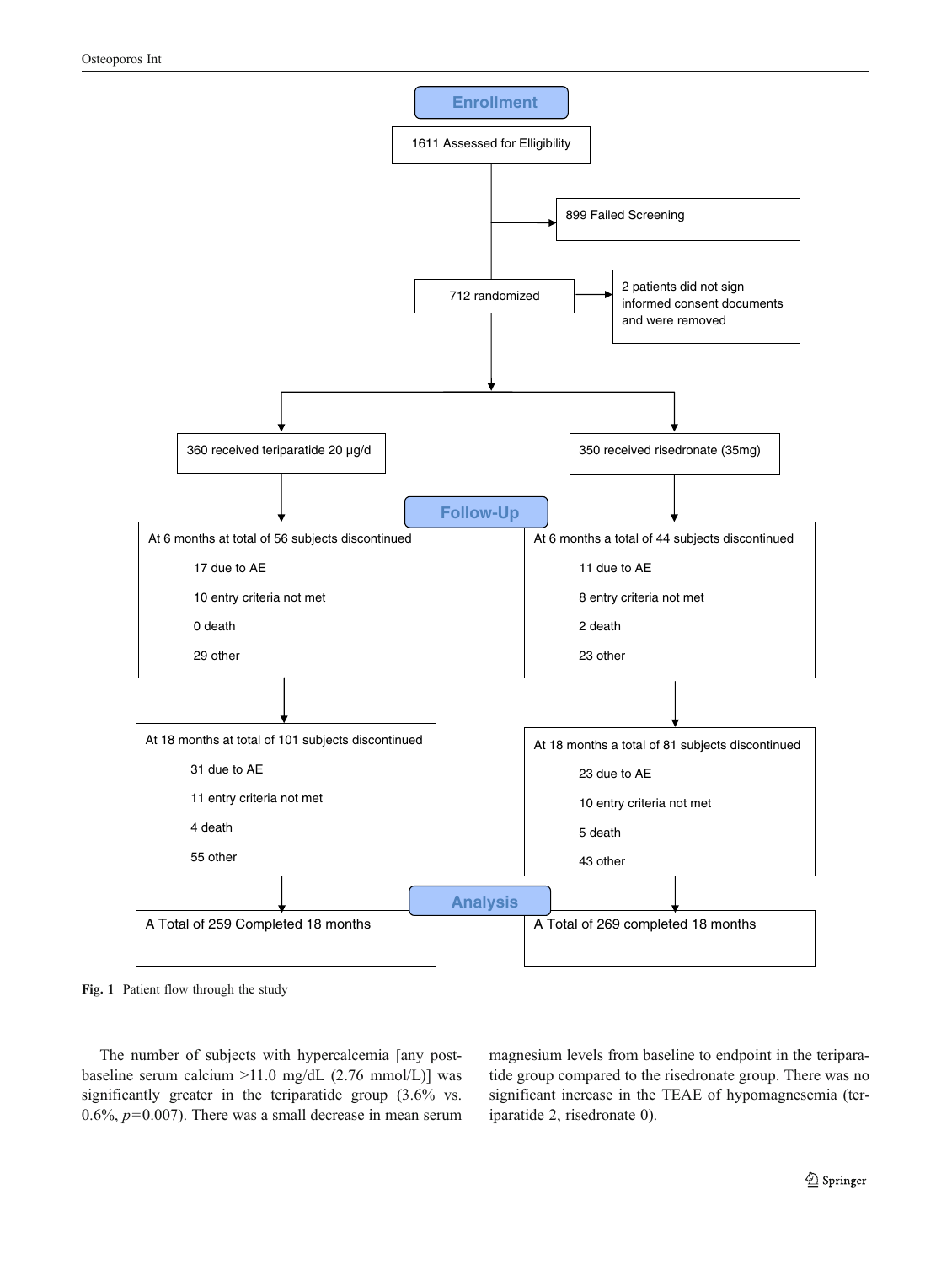**Enrollment**

1611 Assessed for Elligibility

899 Failed Screening

712 randomized

2 patients did not sign informed consent documents and were removed

360 received teriparatide 20 μg/d

350 received risedronate (35mg)

**Follow-Up**

At 6 months at total of 56 subjects discontinued

- 17 due to AE
- 10 entry criteria not met
- 0 death
- 29 other

At 6 months a total of 44 subjects discontinued

- 11 due to AE
- 8 entry criteria not met
- 2 death
- 23 other

At 18 months at total of 101 subjects discontinued

- 31 due to AE
- 11 entry criteria not met
- 4 death
- 55 other

At 18 months a total of 81 subjects discontinued

- 23 due to AE
- 10 entry criteria not met
- 5 death
- 43 other

**Analysis**

A Total of 259 Completed 18 months

A Total of 269 completed 18 months

**Fig. 1** Patient flow through the study

The number of subjects with hypercalcemia [any post-baseline serum calcium >11.0 mg/dL (2.76 mmol/L)] was significantly greater in the teriparatide group (3.6% vs. 0.6%, $p=0.007$). There was a small decrease in mean serum magnesium levels from baseline to endpoint in the teriparatide group compared to the risedronate group. There was no significant increase in the TEAE of hypomagnesemia (teriparatide 2, risedronate 0).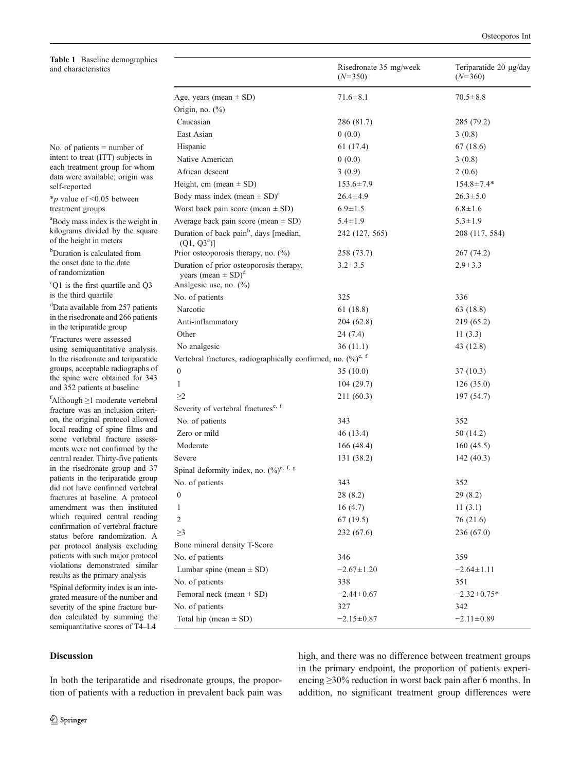**Table 1** Baseline demographics and characteristics

| | Risedronate 35 mg/week ($N$=350) | Teriparatide 20 μg/day ($N$=360) |
|---|---|---|
| Age, years (mean ± SD) | 71.6±8.1 | 70.5±8.8 |
| Origin, no. (%) | | |
| Caucasian | 286 (81.7) | 285 (79.2) |
| East Asian | 0 (0.0) | 3 (0.8) |
| Hispanic | 61 (17.4) | 67 (18.6) |
| Native American | 0 (0.0) | 3 (0.8) |
| African descent | 3 (0.9) | 2 (0.6) |
| Height, cm (mean ± SD) | 153.6±7.9 | 154.8±7.4* |
| Body mass index (mean ± SD)[a] | 26.4±4.9 | 26.3±5.0 |
| Worst back pain score (mean ± SD) | 6.9±1.5 | 6.8±1.6 |
| Average back pain score (mean ± SD) | 5.4±1.9 | 5.3±1.9 |
| Duration of back pain[b], days [median, (Q1, Q3[c])] | 242 (127, 565) | 208 (117, 584) |
| Prior osteoporosis therapy, no. (%) | 258 (73.7) | 267 (74.2) |
| Duration of prior osteoporosis therapy, years (mean ± SD)[d] | 3.2±3.5 | 2.9±3.3 |
| Analgesic use, no. (%) | | |
| No. of patients | 325 | 336 |
| Narcotic | 61 (18.8) | 63 (18.8) |
| Anti-inflammatory | 204 (62.8) | 219 (65.2) |
| Other | 24 (7.4) | 11 (3.3) |
| No analgesic | 36 (11.1) | 43 (12.8) |
| Vertebral fractures, radiographically confirmed, no. (%)[e, f] | | |
| 0 | 35 (10.0) | 37 (10.3) |
| 1 | 104 (29.7) | 126 (35.0) |
| ≥2 | 211 (60.3) | 197 (54.7) |
| Severity of vertebral fractures[e, f] | | |
| No. of patients | 343 | 352 |
| Zero or mild | 46 (13.4) | 50 (14.2) |
| Moderate | 166 (48.4) | 160 (45.5) |
| Severe | 131 (38.2) | 142 (40.3) |
| Spinal deformity index, no. (%)[e, f, g] | | |
| No. of patients | 343 | 352 |
| 0 | 28 (8.2) | 29 (8.2) |
| 1 | 16 (4.7) | 11 (3.1) |
| 2 | 67 (19.5) | 76 (21.6) |
| ≥3 | 232 (67.6) | 236 (67.0) |
| Bone mineral density T-Score | | |
| No. of patients | 346 | 359 |
| Lumbar spine (mean ± SD) | −2.67±1.20 | −2.64±1.11 |
| No. of patients | 338 | 351 |
| Femoral neck (mean ± SD) | −2.44±0.67 | −2.32±0.75* |
| No. of patients | 327 | 342 |
| Total hip (mean ± SD) | −2.15±0.87 | −2.11±0.89 |

No. of patients = number of intent to treat (ITT) subjects in each treatment group for whom data were available; origin was self-reported

*$p$ value of <0.05 between treatment groups

[a] Body mass index is the weight in kilograms divided by the square of the height in meters

[b] Duration is calculated from the onset date to the date of randomization

[c] Q1 is the first quartile and Q3 is the third quartile

[d] Data available from 257 patients in the risedronate and 266 patients in the teriparatide group

[e] Fractures were assessed using semiquantitative analysis. In the risedronate and teriparatide groups, acceptable radiographs of the spine were obtained for 343 and 352 patients at baseline

[f] Although ≥1 moderate vertebral fracture was an inclusion criterion, the original protocol allowed local reading of spine films and some vertebral fracture assessments were not confirmed by the central reader. Thirty-five patients in the risedronate group and 37 patients in the teriparatide group did not have confirmed vertebral fractures at baseline. A protocol amendment was then instituted which required central reading confirmation of vertebral fracture status before randomization. A per protocol analysis excluding patients with such major protocol violations demonstrated similar results as the primary analysis

[g] Spinal deformity index is an integrated measure of the number and severity of the spine fracture burden calculated by summing the semiquantitative scores of T4–L4

## Discussion

In both the teriparatide and risedronate groups, the proportion of patients with a reduction in prevalent back pain was high, and there was no difference between treatment groups in the primary endpoint, the proportion of patients experiencing ≥30% reduction in worst back pain after 6 months. In addition, no significant treatment group differences were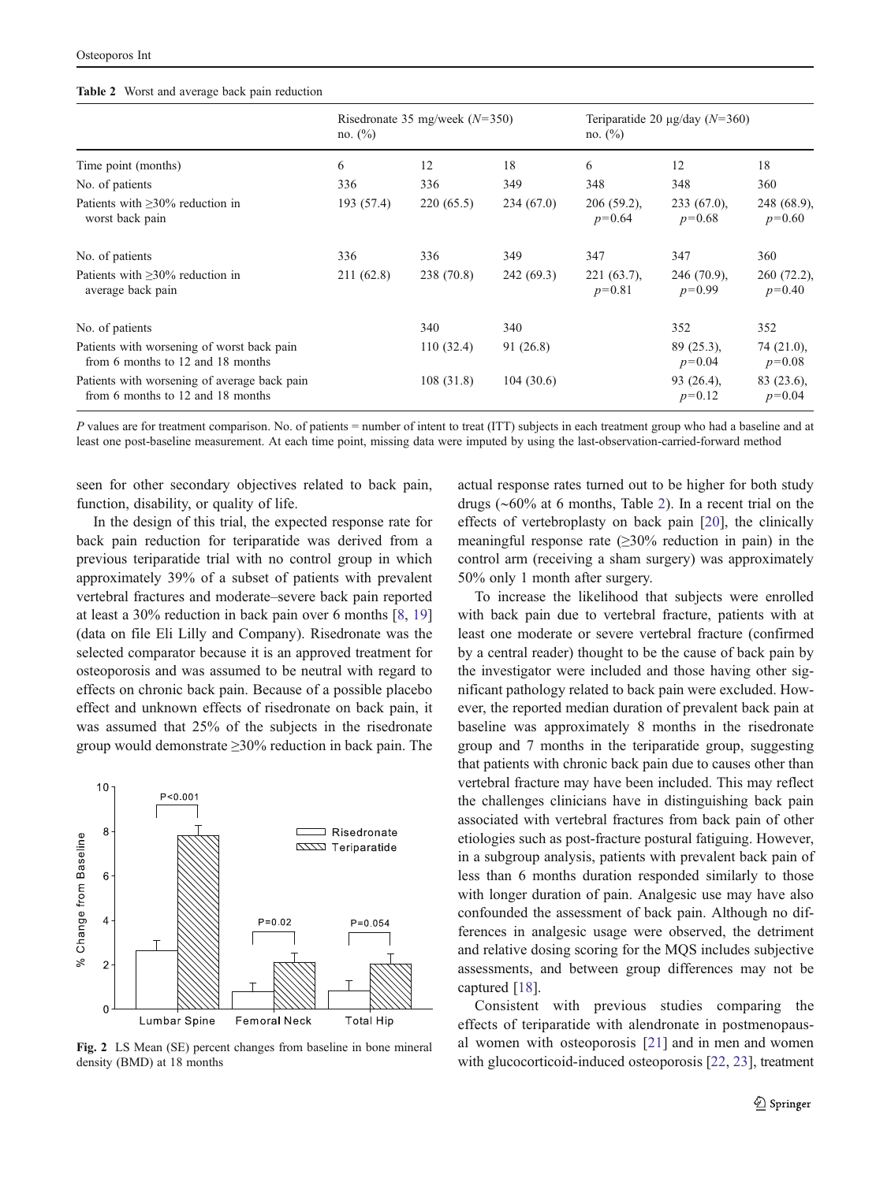**Table 2** Worst and average back pain reduction

| | Risedronate 35 mg/week (*N*=350) no. (%) | | | Teriparatide 20 μg/day (*N*=360) no. (%) | | |
|---|---|---|---|---|---|---|
| Time point (months) | 6 | 12 | 18 | 6 | 12 | 18 |
| No. of patients | 336 | 336 | 349 | 348 | 348 | 360 |
| Patients with ≥30% reduction in worst back pain | 193 (57.4) | 220 (65.5) | 234 (67.0) | 206 (59.2), $p=0.64$ | 233 (67.0), $p=0.68$ | 248 (68.9), $p=0.60$ |
| No. of patients | 336 | 336 | 349 | 347 | 347 | 360 |
| Patients with ≥30% reduction in average back pain | 211 (62.8) | 238 (70.8) | 242 (69.3) | 221 (63.7), $p=0.81$ | 246 (70.9), $p=0.99$ | 260 (72.2), $p=0.40$ |
| No. of patients | | 340 | 340 | | 352 | 352 |
| Patients with worsening of worst back pain from 6 months to 12 and 18 months | | 110 (32.4) | 91 (26.8) | | 89 (25.3), $p=0.04$ | 74 (21.0), $p=0.08$ |
| Patients with worsening of average back pain from 6 months to 12 and 18 months | | 108 (31.8) | 104 (30.6) | | 93 (26.4), $p=0.12$ | 83 (23.6), $p=0.04$ |

*P* values are for treatment comparison. No. of patients = number of intent to treat (ITT) subjects in each treatment group who had a baseline and at least one post-baseline measurement. At each time point, missing data were imputed by using the last-observation-carried-forward method

seen for other secondary objectives related to back pain, function, disability, or quality of life.

In the design of this trial, the expected response rate for back pain reduction for teriparatide was derived from a previous teriparatide trial with no control group in which approximately 39% of a subset of patients with prevalent vertebral fractures and moderate–severe back pain reported at least a 30% reduction in back pain over 6 months [8, 19] (data on file Eli Lilly and Company). Risedronate was the selected comparator because it is an approved treatment for osteoporosis and was assumed to be neutral with regard to effects on chronic back pain. Because of a possible placebo effect and unknown effects of risedronate on back pain, it was assumed that 25% of the subjects in the risedronate group would demonstrate ≥30% reduction in back pain. The actual response rates turned out to be higher for both study drugs (~60% at 6 months, Table 2). In a recent trial on the effects of vertebroplasty on back pain [20], the clinically meaningful response rate (≥30% reduction in pain) in the control arm (receiving a sham surgery) was approximately 50% only 1 month after surgery.

**Fig. 2** LS Mean (SE) percent changes from baseline in bone mineral density (BMD) at 18 months

To increase the likelihood that subjects were enrolled with back pain due to vertebral fracture, patients with at least one moderate or severe vertebral fracture (confirmed by a central reader) thought to be the cause of back pain by the investigator were included and those having other significant pathology related to back pain were excluded. However, the reported median duration of prevalent back pain at baseline was approximately 8 months in the risedronate group and 7 months in the teriparatide group, suggesting that patients with chronic back pain due to causes other than vertebral fracture may have been included. This may reflect the challenges clinicians have in distinguishing back pain associated with vertebral fractures from back pain of other etiologies such as post-fracture postural fatiguing. However, in a subgroup analysis, patients with prevalent back pain of less than 6 months duration responded similarly to those with longer duration of pain. Analgesic use may have also confounded the assessment of back pain. Although no differences in analgesic usage were observed, the detriment and relative dosing scoring for the MQS includes subjective assessments, and between group differences may not be captured [18].

Consistent with previous studies comparing the effects of teriparatide with alendronate in postmenopausal women with osteoporosis [21] and in men and women with glucocorticoid-induced osteoporosis [22, 23], treatment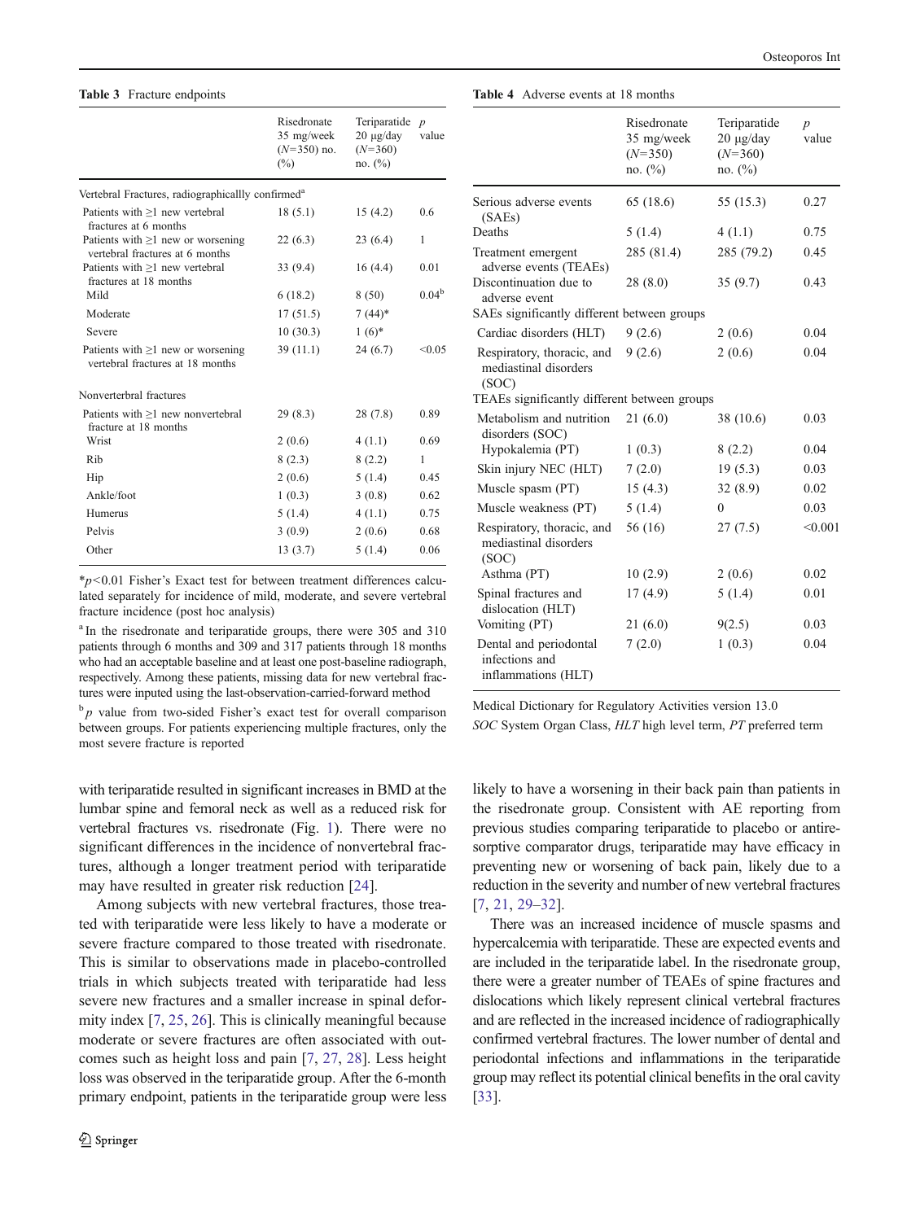**Table 3** Fracture endpoints

| | Risedronate 35 mg/week (*N*=350) no. (%) | Teriparatide 20 μg/day (*N*=360) no. (%) | *p* value |
|---|---|---|---|
| Vertebral Fractures, radiographicallly confirmed[a] | | | |
| Patients with ≥1 new vertebral fractures at 6 months | 18 (5.1) | 15 (4.2) | 0.6 |
| Patients with ≥1 new or worsening vertebral fractures at 6 months | 22 (6.3) | 23 (6.4) | 1 |
| Patients with ≥1 new vertebral fractures at 18 months | 33 (9.4) | 16 (4.4) | 0.01 |
| Mild | 6 (18.2) | 8 (50) | 0.04[b] |
| Moderate | 17 (51.5) | 7 (44)* | |
| Severe | 10 (30.3) | 1 (6)* | |
| Patients with ≥1 new or worsening vertebral fractures at 18 months | 39 (11.1) | 24 (6.7) | <0.05 |
| Nonverterbral fractures | | | |
| Patients with ≥1 new nonvertebral fracture at 18 months | 29 (8.3) | 28 (7.8) | 0.89 |
| Wrist | 2 (0.6) | 4 (1.1) | 0.69 |
| Rib | 8 (2.3) | 8 (2.2) | 1 |
| Hip | 2 (0.6) | 5 (1.4) | 0.45 |
| Ankle/foot | 1 (0.3) | 3 (0.8) | 0.62 |
| Humerus | 5 (1.4) | 4 (1.1) | 0.75 |
| Pelvis | 3 (0.9) | 2 (0.6) | 0.68 |
| Other | 13 (3.7) | 5 (1.4) | 0.06 |

*$p<0.01$ Fisher's Exact test for between treatment differences calculated separately for incidence of mild, moderate, and severe vertebral fracture incidence (post hoc analysis)

[a] In the risedronate and teriparatide groups, there were 305 and 310 patients through 6 months and 309 and 317 patients through 18 months who had an acceptable baseline and at least one post-baseline radiograph, respectively. Among these patients, missing data for new vertebral fractures were inputed using the last-observation-carried-forward method

[b] *p* value from two-sided Fisher's exact test for overall comparison between groups. For patients experiencing multiple fractures, only the most severe fracture is reported

**Table 4** Adverse events at 18 months

| | Risedronate 35 mg/week (*N*=350) no. (%) | Teriparatide 20 μg/day (*N*=360) no. (%) | *p* value |
|---|---|---|---|
| Serious adverse events (SAEs) | 65 (18.6) | 55 (15.3) | 0.27 |
| Deaths | 5 (1.4) | 4 (1.1) | 0.75 |
| Treatment emergent adverse events (TEAEs) | 285 (81.4) | 285 (79.2) | 0.45 |
| Discontinuation due to adverse event | 28 (8.0) | 35 (9.7) | 0.43 |
| SAEs significantly different between groups | | | |
| Cardiac disorders (HLT) | 9 (2.6) | 2 (0.6) | 0.04 |
| Respiratory, thoracic, and mediastinal disorders (SOC) | 9 (2.6) | 2 (0.6) | 0.04 |
| TEAEs significantly different between groups | | | |
| Metabolism and nutrition disorders (SOC) | 21 (6.0) | 38 (10.6) | 0.03 |
| Hypokalemia (PT) | 1 (0.3) | 8 (2.2) | 0.04 |
| Skin injury NEC (HLT) | 7 (2.0) | 19 (5.3) | 0.03 |
| Muscle spasm (PT) | 15 (4.3) | 32 (8.9) | 0.02 |
| Muscle weakness (PT) | 5 (1.4) | 0 | 0.03 |
| Respiratory, thoracic, and mediastinal disorders (SOC) | 56 (16) | 27 (7.5) | <0.001 |
| Asthma (PT) | 10 (2.9) | 2 (0.6) | 0.02 |
| Spinal fractures and dislocation (HLT) | 17 (4.9) | 5 (1.4) | 0.01 |
| Vomiting (PT) | 21 (6.0) | 9(2.5) | 0.03 |
| Dental and periodontal infections and inflammations (HLT) | 7 (2.0) | 1 (0.3) | 0.04 |

Medical Dictionary for Regulatory Activities version 13.0

*SOC* System Organ Class, *HLT* high level term, *PT* preferred term

with teriparatide resulted in significant increases in BMD at the lumbar spine and femoral neck as well as a reduced risk for vertebral fractures vs. risedronate (Fig. 1). There were no significant differences in the incidence of nonvertebral fractures, although a longer treatment period with teriparatide may have resulted in greater risk reduction [24].

Among subjects with new vertebral fractures, those treated with teriparatide were less likely to have a moderate or severe fracture compared to those treated with risedronate. This is similar to observations made in placebo-controlled trials in which subjects treated with teriparatide had less severe new fractures and a smaller increase in spinal deformity index [7, 25, 26]. This is clinically meaningful because moderate or severe fractures are often associated with outcomes such as height loss and pain [7, 27, 28]. Less height loss was observed in the teriparatide group. After the 6-month primary endpoint, patients in the teriparatide group were less likely to have a worsening in their back pain than patients in the risedronate group. Consistent with AE reporting from previous studies comparing teriparatide to placebo or antiresorptive comparator drugs, teriparatide may have efficacy in preventing new or worsening of back pain, likely due to a reduction in the severity and number of new vertebral fractures [7, 21, 29–32].

There was an increased incidence of muscle spasms and hypercalcemia with teriparatide. These are expected events and are included in the teriparatide label. In the risedronate group, there were a greater number of TEAEs of spine fractures and dislocations which likely represent clinical vertebral fractures and are reflected in the increased incidence of radiographically confirmed vertebral fractures. The lower number of dental and periodontal infections and inflammations in the teriparatide group may reflect its potential clinical benefits in the oral cavity [33].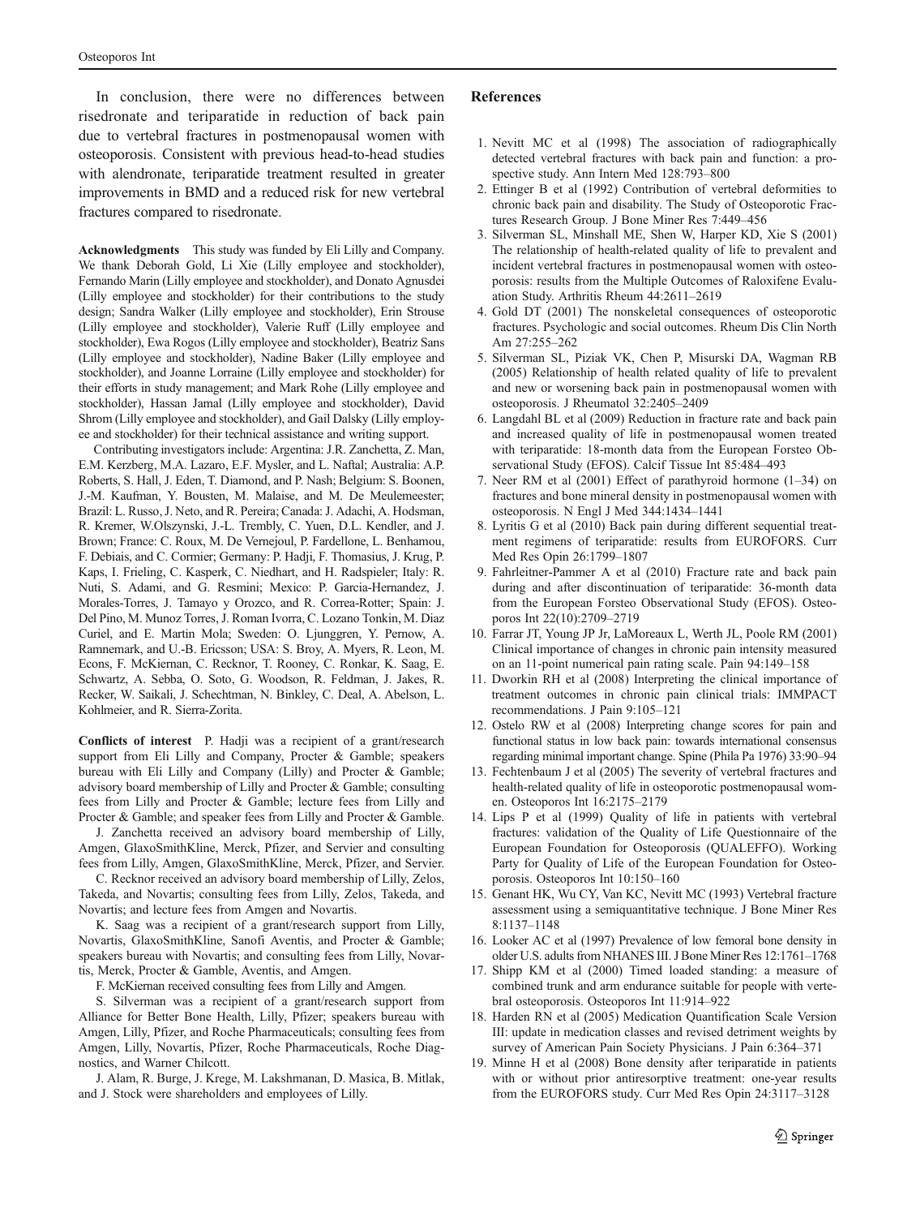In conclusion, there were no differences between risedronate and teriparatide in reduction of back pain due to vertebral fractures in postmenopausal women with osteoporosis. Consistent with previous head-to-head studies with alendronate, teriparatide treatment resulted in greater improvements in BMD and a reduced risk for new vertebral fractures compared to risedronate.

**Acknowledgments** This study was funded by Eli Lilly and Company. We thank Deborah Gold, Li Xie (Lilly employee and stockholder), Fernando Marin (Lilly employee and stockholder), and Donato Agnusdei (Lilly employee and stockholder) for their contributions to the study design; Sandra Walker (Lilly employee and stockholder), Erin Strouse (Lilly employee and stockholder), Valerie Ruff (Lilly employee and stockholder), Ewa Rogos (Lilly employee and stockholder), Beatriz Sans (Lilly employee and stockholder), Nadine Baker (Lilly employee and stockholder), and Joanne Lorraine (Lilly employee and stockholder) for their efforts in study management; and Mark Rohe (Lilly employee and stockholder), Hassan Jamal (Lilly employee and stockholder), David Shrom (Lilly employee and stockholder), and Gail Dalsky (Lilly employee and stockholder) for their technical assistance and writing support.

Contributing investigators include: Argentina: J.R. Zanchetta, Z. Man, E.M. Kerzberg, M.A. Lazaro, E.F. Mysler, and L. Naftal; Australia: A.P. Roberts, S. Hall, J. Eden, T. Diamond, and P. Nash; Belgium: S. Boonen, J.-M. Kaufman, Y. Bousten, M. Malaise, and M. De Meulemeester; Brazil: L. Russo, J. Neto, and R. Pereira; Canada: J. Adachi, A. Hodsman, R. Kremer, W.Olszynski, J.-L. Trembly, C. Yuen, D.L. Kendler, and J. Brown; France: C. Roux, M. De Vernejoul, P. Fardellone, L. Benhamou, F. Debiais, and C. Cormier; Germany: P. Hadji, F. Thomasius, J. Krug, P. Kaps, I. Frieling, C. Kasperk, C. Niedhart, and H. Radspieler; Italy: R. Nuti, S. Adami, and G. Resmini; Mexico: P. Garcia-Hernandez, J. Morales-Torres, J. Tamayo y Orozco, and R. Correa-Rotter; Spain: J. Del Pino, M. Munoz Torres, J. Roman Ivorra, C. Lozano Tonkin, M. Diaz Curiel, and E. Martin Mola; Sweden: O. Ljunggren, Y. Pernow, A. Ramnemark, and U.-B. Ericsson; USA: S. Broy, A. Myers, R. Leon, M. Econs, F. McKiernan, C. Recknor, T. Rooney, C. Ronkar, K. Saag, E. Schwartz, A. Sebba, O. Soto, G. Woodson, R. Feldman, J. Jakes, R. Recker, W. Saikali, J. Schechtman, N. Binkley, C. Deal, A. Abelson, L. Kohlmeier, and R. Sierra-Zorita.

**Conflicts of interest** P. Hadji was a recipient of a grant/research support from Eli Lilly and Company, Procter & Gamble; speakers bureau with Eli Lilly and Company (Lilly) and Procter & Gamble; advisory board membership of Lilly and Procter & Gamble; consulting fees from Lilly and Procter & Gamble; lecture fees from Lilly and Procter & Gamble; and speaker fees from Lilly and Procter & Gamble.

J. Zanchetta received an advisory board membership of Lilly, Amgen, GlaxoSmithKline, Merck, Pfizer, and Servier and consulting fees from Lilly, Amgen, GlaxoSmithKline, Merck, Pfizer, and Servier.

C. Recknor received an advisory board membership of Lilly, Zelos, Takeda, and Novartis; consulting fees from Lilly, Zelos, Takeda, and Novartis; and lecture fees from Amgen and Novartis.

K. Saag was a recipient of a grant/research support from Lilly, Novartis, GlaxoSmithKline, Sanofi Aventis, and Procter & Gamble; speakers bureau with Novartis; and consulting fees from Lilly, Novartis, Merck, Procter & Gamble, Aventis, and Amgen.

F. McKiernan received consulting fees from Lilly and Amgen.

S. Silverman was a recipient of a grant/research support from Alliance for Better Bone Health, Lilly, Pfizer; speakers bureau with Amgen, Lilly, Pfizer, and Roche Pharmaceuticals; consulting fees from Amgen, Lilly, Novartis, Pfizer, Roche Pharmaceuticals, Roche Diagnostics, and Warner Chilcott.

J. Alam, R. Burge, J. Krege, M. Lakshmanan, D. Masica, B. Mitlak, and J. Stock were shareholders and employees of Lilly.

## References

1. Nevitt MC et al (1998) The association of radiographically detected vertebral fractures with back pain and function: a prospective study. Ann Intern Med 128:793–800
2. Ettinger B et al (1992) Contribution of vertebral deformities to chronic back pain and disability. The Study of Osteoporotic Fractures Research Group. J Bone Miner Res 7:449–456
3. Silverman SL, Minshall ME, Shen W, Harper KD, Xie S (2001) The relationship of health-related quality of life to prevalent and incident vertebral fractures in postmenopausal women with osteoporosis: results from the Multiple Outcomes of Raloxifene Evaluation Study. Arthritis Rheum 44:2611–2619
4. Gold DT (2001) The nonskeletal consequences of osteoporotic fractures. Psychologic and social outcomes. Rheum Dis Clin North Am 27:255–262
5. Silverman SL, Piziak VK, Chen P, Misurski DA, Wagman RB (2005) Relationship of health related quality of life to prevalent and new or worsening back pain in postmenopausal women with osteoporosis. J Rheumatol 32:2405–2409
6. Langdahl BL et al (2009) Reduction in fracture rate and back pain and increased quality of life in postmenopausal women treated with teriparatide: 18-month data from the European Forsteo Observational Study (EFOS). Calcif Tissue Int 85:484–493
7. Neer RM et al (2001) Effect of parathyroid hormone (1–34) on fractures and bone mineral density in postmenopausal women with osteoporosis. N Engl J Med 344:1434–1441
8. Lyritis G et al (2010) Back pain during different sequential treatment regimens of teriparatide: results from EUROFORS. Curr Med Res Opin 26:1799–1807
9. Fahrleitner-Pammer A et al (2010) Fracture rate and back pain during and after discontinuation of teriparatide: 36-month data from the European Forsteo Observational Study (EFOS). Osteoporos Int 22(10):2709–2719
10. Farrar JT, Young JP Jr, LaMoreaux L, Werth JL, Poole RM (2001) Clinical importance of changes in chronic pain intensity measured on an 11-point numerical pain rating scale. Pain 94:149–158
11. Dworkin RH et al (2008) Interpreting the clinical importance of treatment outcomes in chronic pain clinical trials: IMMPACT recommendations. J Pain 9:105–121
12. Ostelo RW et al (2008) Interpreting change scores for pain and functional status in low back pain: towards international consensus regarding minimal important change. Spine (Phila Pa 1976) 33:90–94
13. Fechtenbaum J et al (2005) The severity of vertebral fractures and health-related quality of life in osteoporotic postmenopausal women. Osteoporos Int 16:2175–2179
14. Lips P et al (1999) Quality of life in patients with vertebral fractures: validation of the Quality of Life Questionnaire of the European Foundation for Osteoporosis (QUALEFFO). Working Party for Quality of Life of the European Foundation for Osteoporosis. Osteoporos Int 10:150–160
15. Genant HK, Wu CY, Van KC, Nevitt MC (1993) Vertebral fracture assessment using a semiquantitative technique. J Bone Miner Res 8:1137–1148
16. Looker AC et al (1997) Prevalence of low femoral bone density in older U.S. adults from NHANES III. J Bone Miner Res 12:1761–1768
17. Shipp KM et al (2000) Timed loaded standing: a measure of combined trunk and arm endurance suitable for people with vertebral osteoporosis. Osteoporos Int 11:914–922
18. Harden RN et al (2005) Medication Quantification Scale Version III: update in medication classes and revised detriment weights by survey of American Pain Society Physicians. J Pain 6:364–371
19. Minne H et al (2008) Bone density after teriparatide in patients with or without prior antiresorptive treatment: one-year results from the EUROFORS study. Curr Med Res Opin 24:3117–3128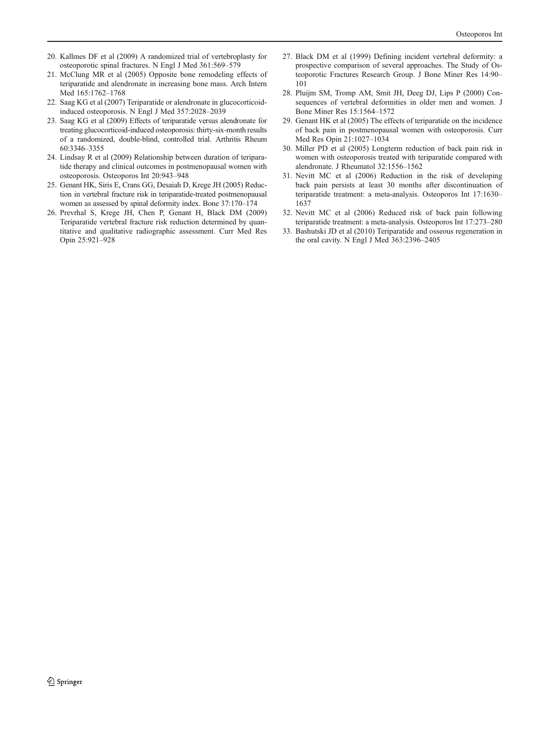20. Kallmes DF et al (2009) A randomized trial of vertebroplasty for osteoporotic spinal fractures. N Engl J Med 361:569–579
21. McClung MR et al (2005) Opposite bone remodeling effects of teriparatide and alendronate in increasing bone mass. Arch Intern Med 165:1762–1768
22. Saag KG et al (2007) Teriparatide or alendronate in glucocorticoid-induced osteoporosis. N Engl J Med 357:2028–2039
23. Saag KG et al (2009) Effects of teriparatide versus alendronate for treating glucocorticoid-induced osteoporosis: thirty-six-month results of a randomized, double-blind, controlled trial. Arthritis Rheum 60:3346–3355
24. Lindsay R et al (2009) Relationship between duration of teriparatide therapy and clinical outcomes in postmenopausal women with osteoporosis. Osteoporos Int 20:943–948
25. Genant HK, Siris E, Crans GG, Desaiah D, Krege JH (2005) Reduction in vertebral fracture risk in teriparatide-treated postmenopausal women as assessed by spinal deformity index. Bone 37:170–174
26. Prevrhal S, Krege JH, Chen P, Genant H, Black DM (2009) Teriparatide vertebral fracture risk reduction determined by quantitative and qualitative radiographic assessment. Curr Med Res Opin 25:921–928
27. Black DM et al (1999) Defining incident vertebral deformity: a prospective comparison of several approaches. The Study of Osteoporotic Fractures Research Group. J Bone Miner Res 14:90–101
28. Pluijm SM, Tromp AM, Smit JH, Deeg DJ, Lips P (2000) Consequences of vertebral deformities in older men and women. J Bone Miner Res 15:1564–1572
29. Genant HK et al (2005) The effects of teriparatide on the incidence of back pain in postmenopausal women with osteoporosis. Curr Med Res Opin 21:1027–1034
30. Miller PD et al (2005) Longterm reduction of back pain risk in women with osteoporosis treated with teriparatide compared with alendronate. J Rheumatol 32:1556–1562
31. Nevitt MC et al (2006) Reduction in the risk of developing back pain persists at least 30 months after discontinuation of teriparatide treatment: a meta-analysis. Osteoporos Int 17:1630–1637
32. Nevitt MC et al (2006) Reduced risk of back pain following teriparatide treatment: a meta-analysis. Osteoporos Int 17:273–280
33. Bashutski JD et al (2010) Teriparatide and osseous regeneration in the oral cavity. N Engl J Med 363:2396–2405